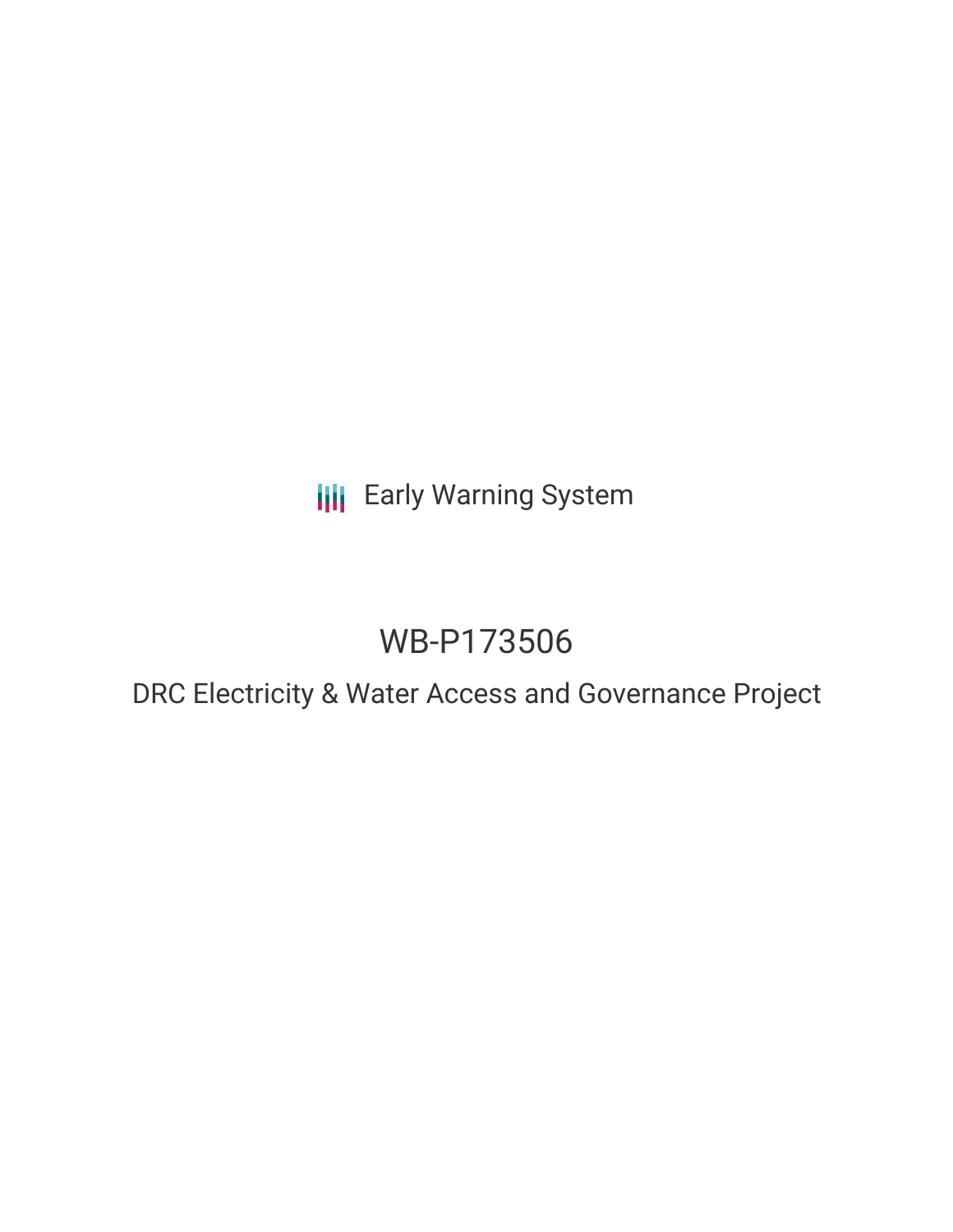Early Warning System

# WB-P173506

## DRC Electricity & Water Access and Governance Project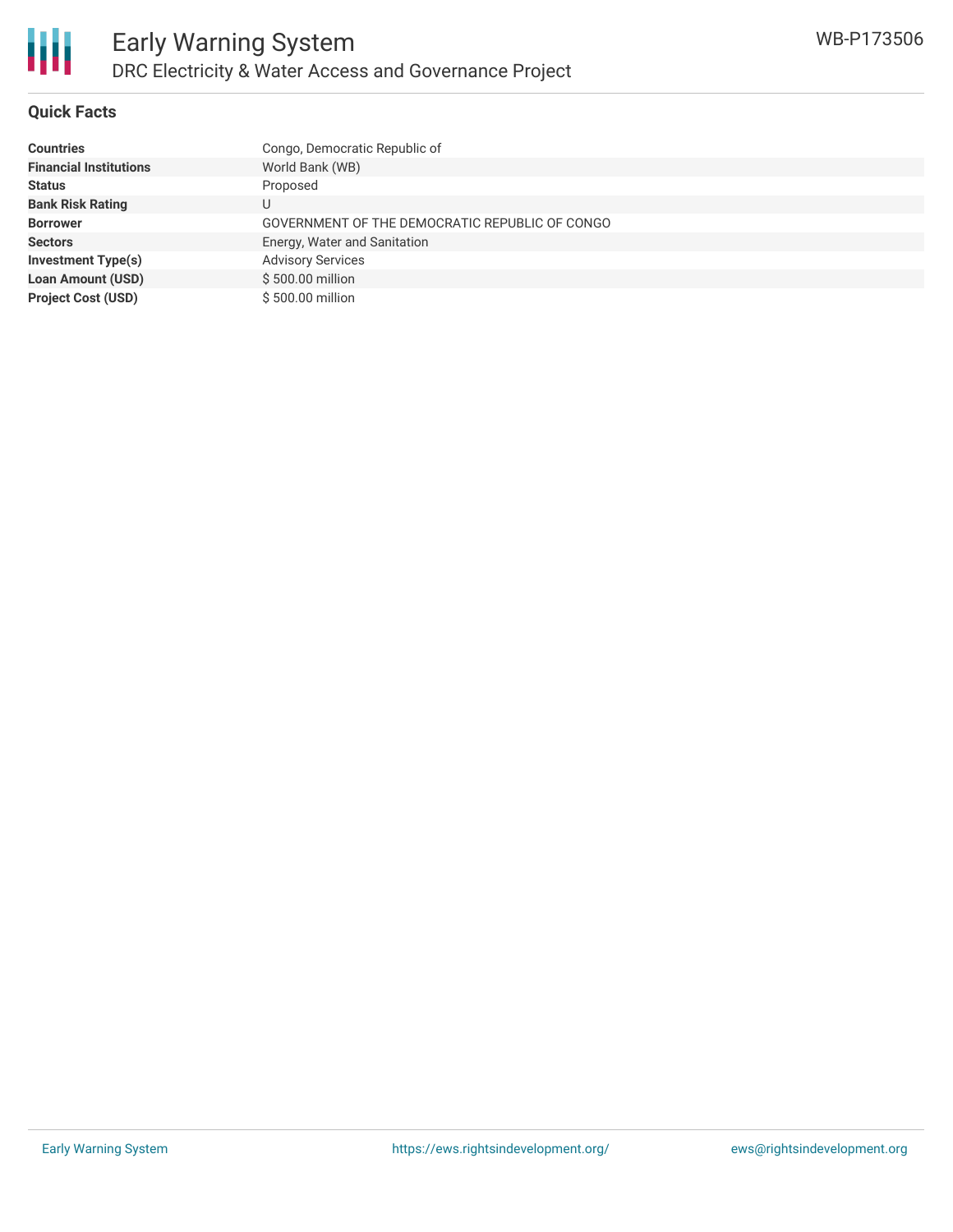## Quick Facts

| | |
|---|---|
| **Countries** | Congo, Democratic Republic of |
| **Financial Institutions** | World Bank (WB) |
| **Status** | Proposed |
| **Bank Risk Rating** | U |
| **Borrower** | GOVERNMENT OF THE DEMOCRATIC REPUBLIC OF CONGO |
| **Sectors** | Energy, Water and Sanitation |
| **Investment Type(s)** | Advisory Services |
| **Loan Amount (USD)** | $ 500.00 million |
| **Project Cost (USD)** | $ 500.00 million |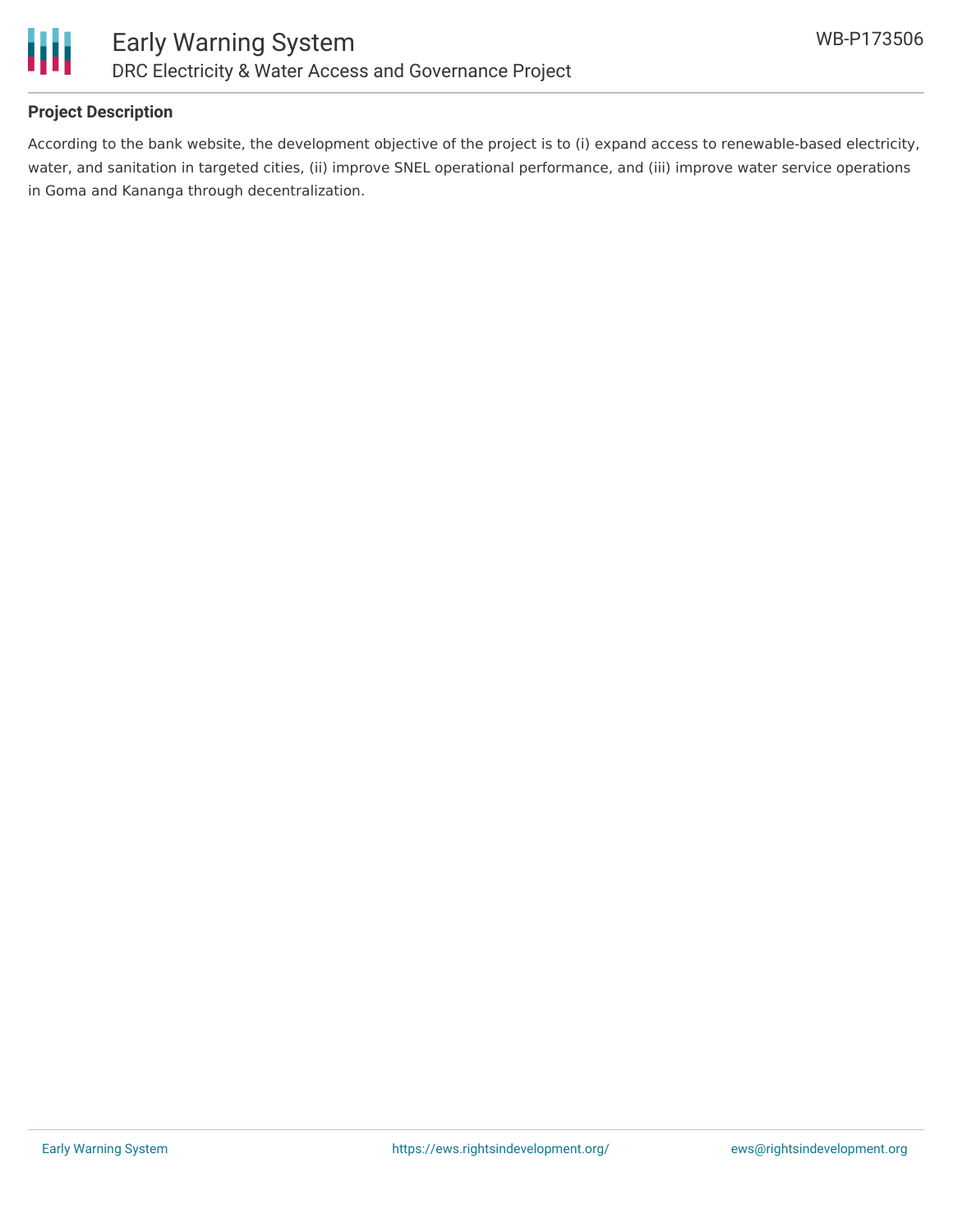### Project Description

According to the bank website, the development objective of the project is to (i) expand access to renewable-based electricity, water, and sanitation in targeted cities, (ii) improve SNEL operational performance, and (iii) improve water service operations in Goma and Kananga through decentralization.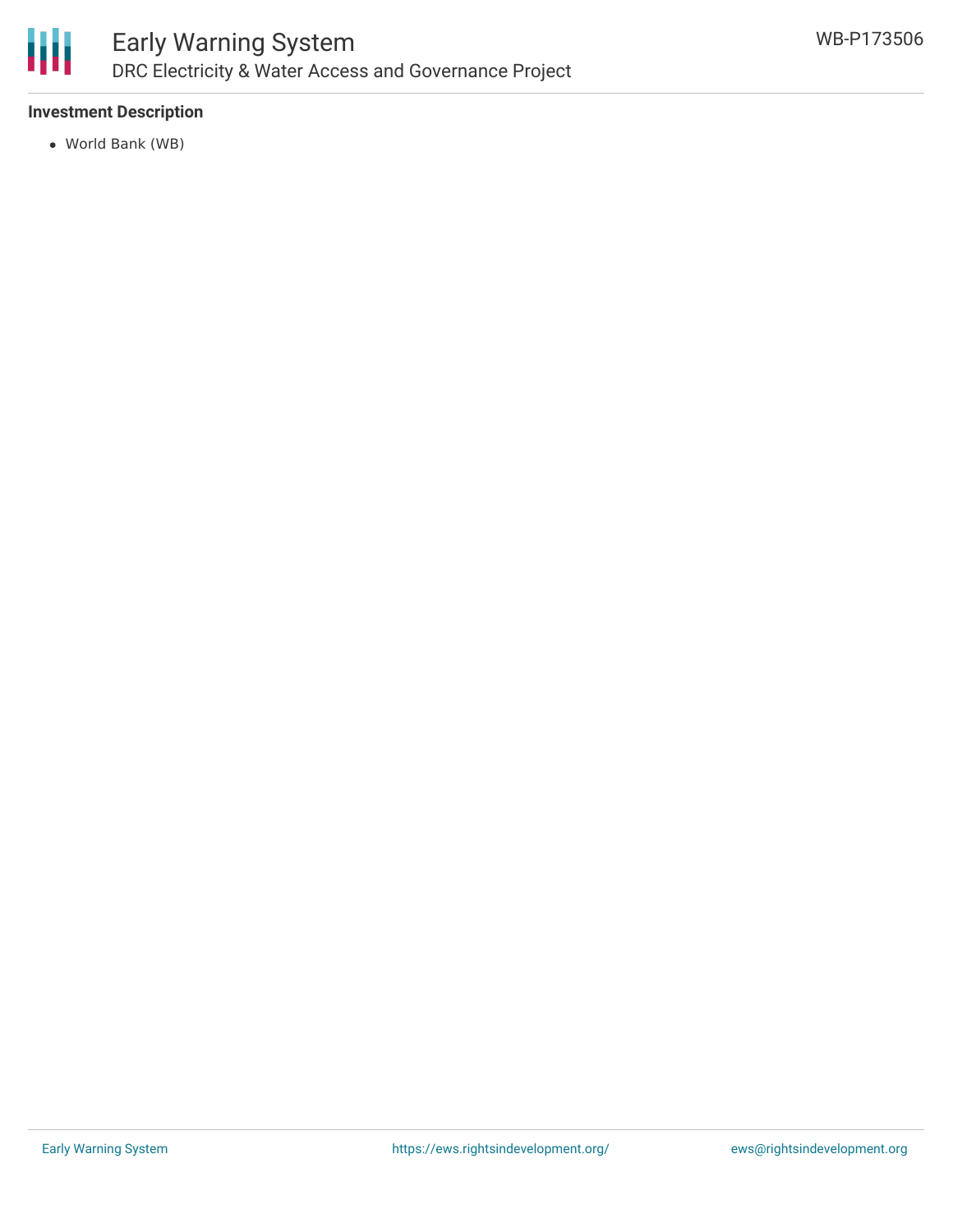**Investment Description**

- World Bank (WB)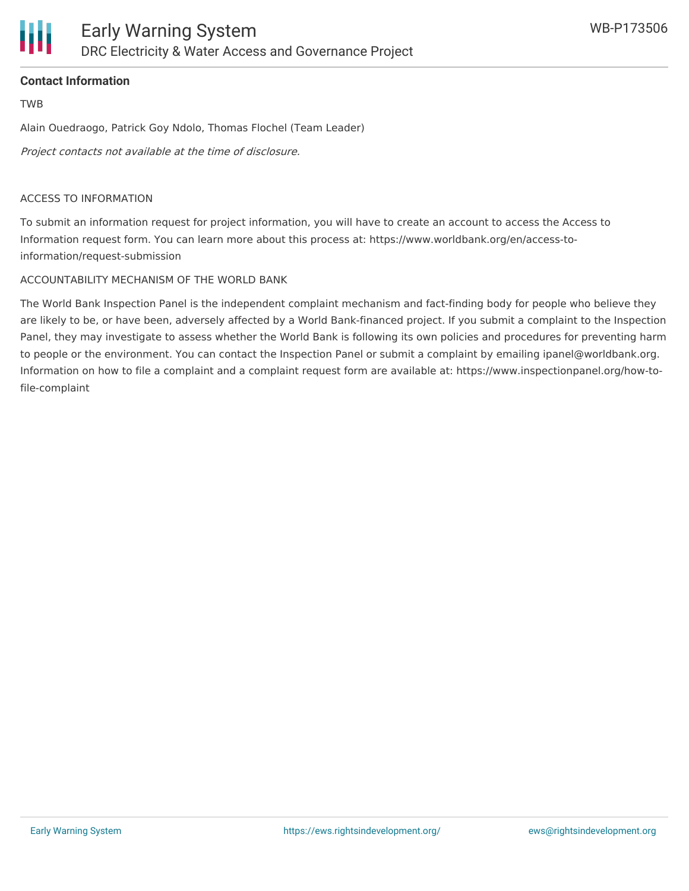**Contact Information**

TWB

Alain Ouedraogo, Patrick Goy Ndolo, Thomas Flochel (Team Leader)

*Project contacts not available at the time of disclosure.*

ACCESS TO INFORMATION

To submit an information request for project information, you will have to create an account to access the Access to Information request form. You can learn more about this process at: https://www.worldbank.org/en/access-to-information/request-submission

ACCOUNTABILITY MECHANISM OF THE WORLD BANK

The World Bank Inspection Panel is the independent complaint mechanism and fact-finding body for people who believe they are likely to be, or have been, adversely affected by a World Bank-financed project. If you submit a complaint to the Inspection Panel, they may investigate to assess whether the World Bank is following its own policies and procedures for preventing harm to people or the environment. You can contact the Inspection Panel or submit a complaint by emailing ipanel@worldbank.org. Information on how to file a complaint and a complaint request form are available at: https://www.inspectionpanel.org/how-to-file-complaint